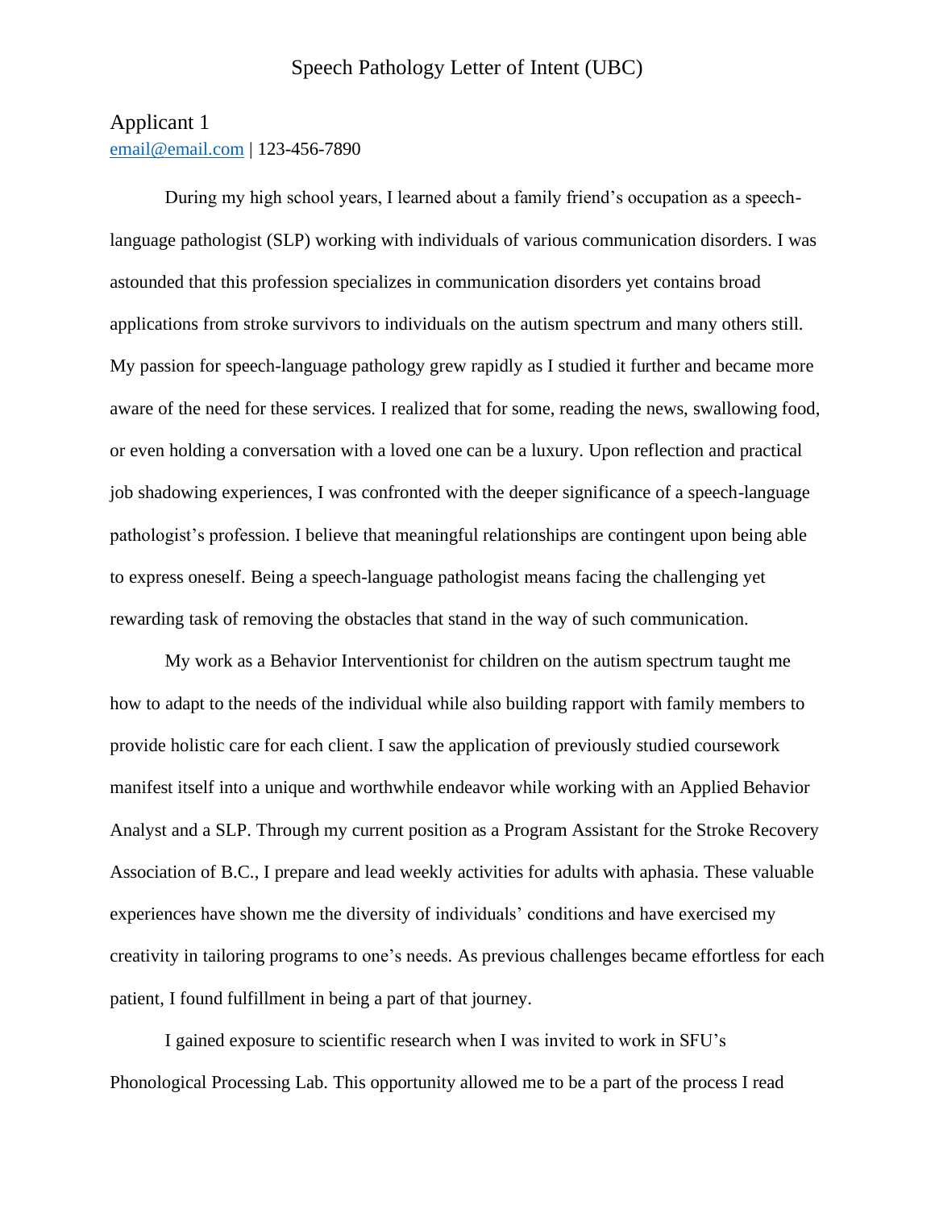# Speech Pathology Letter of Intent (UBC)

## Applicant 1

email@email.com | 123-456-7890

During my high school years, I learned about a family friend's occupation as a speech-language pathologist (SLP) working with individuals of various communication disorders. I was astounded that this profession specializes in communication disorders yet contains broad applications from stroke survivors to individuals on the autism spectrum and many others still. My passion for speech-language pathology grew rapidly as I studied it further and became more aware of the need for these services. I realized that for some, reading the news, swallowing food, or even holding a conversation with a loved one can be a luxury. Upon reflection and practical job shadowing experiences, I was confronted with the deeper significance of a speech-language pathologist's profession. I believe that meaningful relationships are contingent upon being able to express oneself. Being a speech-language pathologist means facing the challenging yet rewarding task of removing the obstacles that stand in the way of such communication.

My work as a Behavior Interventionist for children on the autism spectrum taught me how to adapt to the needs of the individual while also building rapport with family members to provide holistic care for each client. I saw the application of previously studied coursework manifest itself into a unique and worthwhile endeavor while working with an Applied Behavior Analyst and a SLP. Through my current position as a Program Assistant for the Stroke Recovery Association of B.C., I prepare and lead weekly activities for adults with aphasia. These valuable experiences have shown me the diversity of individuals' conditions and have exercised my creativity in tailoring programs to one's needs. As previous challenges became effortless for each patient, I found fulfillment in being a part of that journey.

I gained exposure to scientific research when I was invited to work in SFU's Phonological Processing Lab. This opportunity allowed me to be a part of the process I read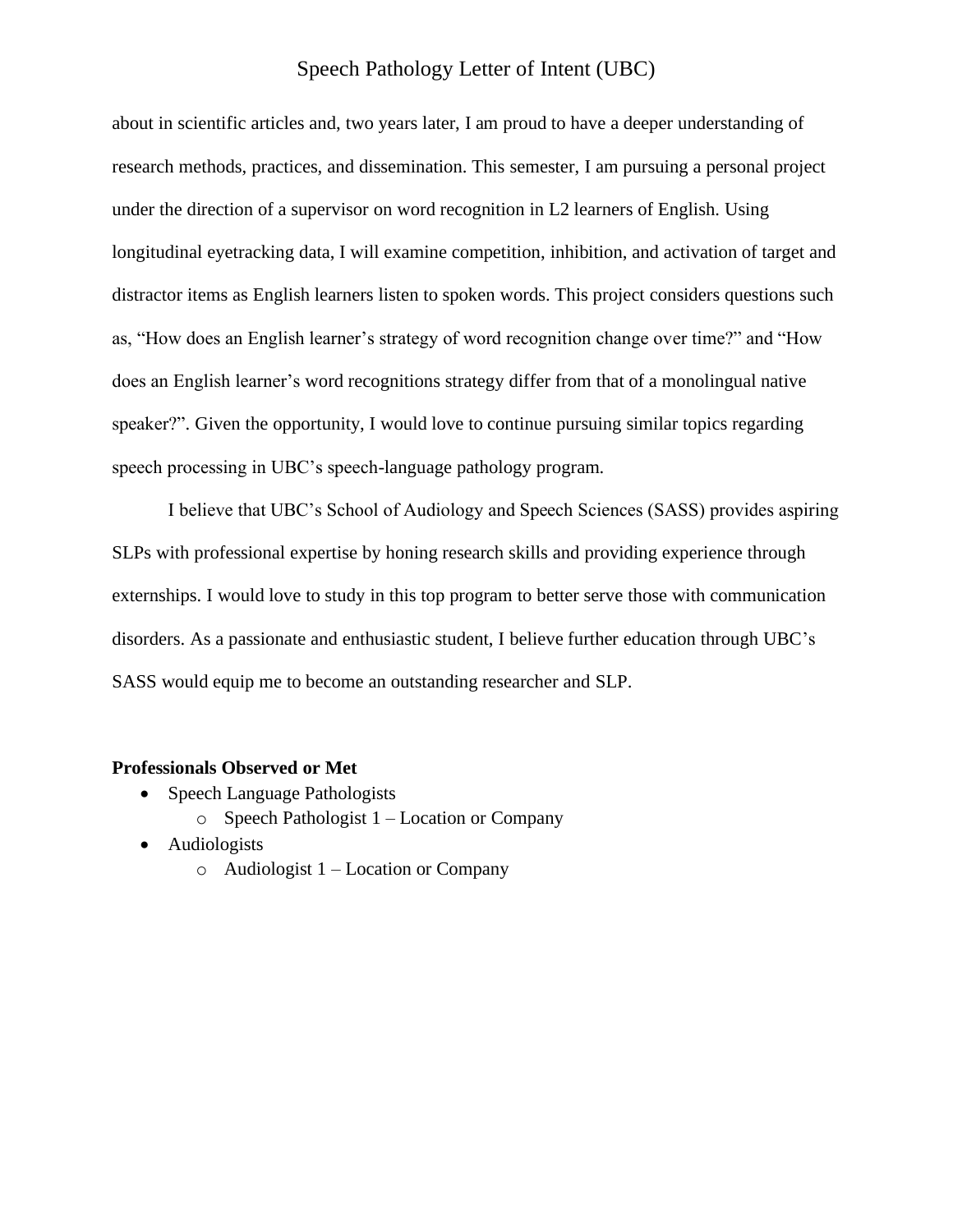about in scientific articles and, two years later, I am proud to have a deeper understanding of research methods, practices, and dissemination. This semester, I am pursuing a personal project under the direction of a supervisor on word recognition in L2 learners of English. Using longitudinal eyetracking data, I will examine competition, inhibition, and activation of target and distractor items as English learners listen to spoken words. This project considers questions such as, "How does an English learner's strategy of word recognition change over time?" and "How does an English learner's word recognitions strategy differ from that of a monolingual native speaker?". Given the opportunity, I would love to continue pursuing similar topics regarding speech processing in UBC's speech-language pathology program.

I believe that UBC's School of Audiology and Speech Sciences (SASS) provides aspiring SLPs with professional expertise by honing research skills and providing experience through externships. I would love to study in this top program to better serve those with communication disorders. As a passionate and enthusiastic student, I believe further education through UBC's SASS would equip me to become an outstanding researcher and SLP.

**Professionals Observed or Met**

- Speech Language Pathologists
  - Speech Pathologist 1 – Location or Company
- Audiologists
  - Audiologist 1 – Location or Company